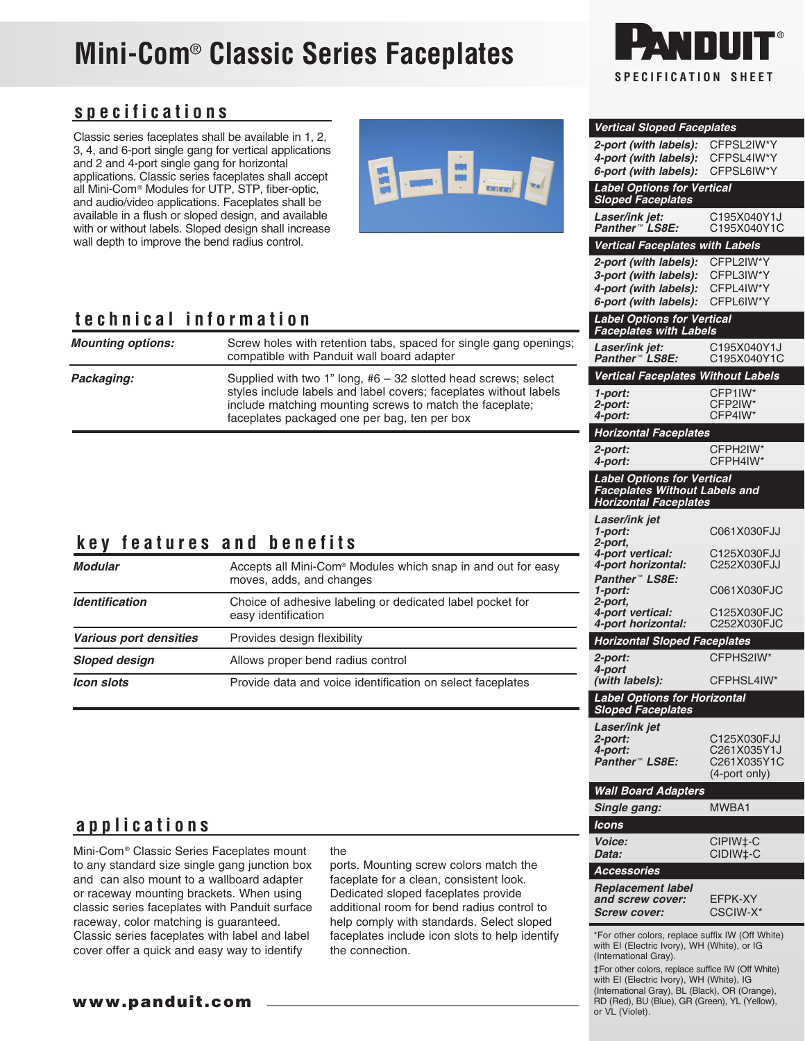# Mini-Com® Classic Series Faceplates

PANDUIT® SPECIFICATION SHEET

## specifications

Classic series faceplates shall be available in 1, 2, 3, 4, and 6-port single gang for vertical applications and 2 and 4-port single gang for horizontal applications. Classic series faceplates shall accept all Mini-Com® Modules for UTP, STP, fiber-optic, and audio/video applications. Faceplates shall be available in a flush or sloped design, and available with or without labels. Sloped design shall increase wall depth to improve the bend radius control.

## technical information

| | |
|---|---|
| ***Mounting options:*** | Screw holes with retention tabs, spaced for single gang openings; compatible with Panduit wall board adapter |
| ***Packaging:*** | Supplied with two 1" long, #6 – 32 slotted head screws; select styles include labels and label covers; faceplates without labels include matching mounting screws to match the faceplate; faceplates packaged one per bag, ten per box |

## key features and benefits

| | |
|---|---|
| ***Modular*** | Accepts all Mini-Com® Modules which snap in and out for easy moves, adds, and changes |
| ***Identification*** | Choice of adhesive labeling or dedicated label pocket for easy identification |
| ***Various port densities*** | Provides design flexibility |
| ***Sloped design*** | Allows proper bend radius control |
| ***Icon slots*** | Provide data and voice identification on select faceplates |

## applications

Mini-Com® Classic Series Faceplates mount to any standard size single gang junction box and can also mount to a wallboard adapter or raceway mounting brackets. When using classic series faceplates with Panduit surface raceway, color matching is guaranteed. Classic series faceplates with label and label cover offer a quick and easy way to identify the ports. Mounting screw colors match the faceplate for a clean, consistent look. Dedicated sloped faceplates provide additional room for bend radius control to help comply with standards. Select sloped faceplates include icon slots to help identify the connection.

www.panduit.com

---

### Vertical Sloped Faceplates

| | |
|---|---|
| *2-port (with labels):* | CFPSL2IW*Y |
| *4-port (with labels):* | CFPSL4IW*Y |
| *6-port (with labels):* | CFPSL6IW*Y |

### Label Options for Vertical Sloped Faceplates

| | |
|---|---|
| *Laser/ink jet:* | C195X040Y1J |
| *Panther™ LS8E:* | C195X040Y1C |

### Vertical Faceplates with Labels

| | |
|---|---|
| *2-port (with labels):* | CFPL2IW*Y |
| *3-port (with labels):* | CFPL3IW*Y |
| *4-port (with labels):* | CFPL4IW*Y |
| *6-port (with labels):* | CFPL6IW*Y |

### Label Options for Vertical Faceplates with Labels

| | |
|---|---|
| *Laser/ink jet:* | C195X040Y1J |
| *Panther™ LS8E:* | C195X040Y1C |

### Vertical Faceplates Without Labels

| | |
|---|---|
| *1-port:* | CFP1IW* |
| *2-port:* | CFP2IW* |
| *4-port:* | CFP4IW* |

### Horizontal Faceplates

| | |
|---|---|
| *2-port:* | CFPH2IW* |
| *4-port:* | CFPH4IW* |

### Label Options for Vertical Faceplates Without Labels and Horizontal Faceplates

| | |
|---|---|
| *Laser/ink jet* | |
| *1-port:* | C061X030FJJ |
| *2-port, 4-port vertical:* | C125X030FJJ |
| *4-port horizontal:* | C252X030FJJ |
| *Panther™ LS8E:* | |
| *1-port:* | C061X030FJC |
| *2-port, 4-port vertical:* | C125X030FJC |
| *4-port horizontal:* | C252X030FJC |

### Horizontal Sloped Faceplates

| | |
|---|---|
| *2-port:* | CFPHS2IW* |
| *4-port (with labels):* | CFPHSL4IW* |

### Label Options for Horizontal Sloped Faceplates

| | |
|---|---|
| *Laser/ink jet* | |
| *2-port:* | C125X030FJJ |
| *4-port:* | C261X035Y1J |
| *Panther™ LS8E:* | C261X035Y1C (4-port only) |

### Wall Board Adapters

| | |
|---|---|
| *Single gang:* | MWBA1 |

### Icons

| | |
|---|---|
| *Voice:* | CIPIW‡-C |
| *Data:* | CIDIW‡-C |

### Accessories

| | |
|---|---|
| *Replacement label and screw cover:* | EFPK-XY |
| *Screw cover:* | CSCIW-X* |

*For other colors, replace suffix IW (Off White) with EI (Electric Ivory), WH (White), or IG (International Gray).

‡For other colors, replace suffice IW (Off White) with EI (Electric Ivory), WH (White), IG (International Gray), BL (Black), OR (Orange), RD (Red), BU (Blue), GR (Green), YL (Yellow), or VL (Violet).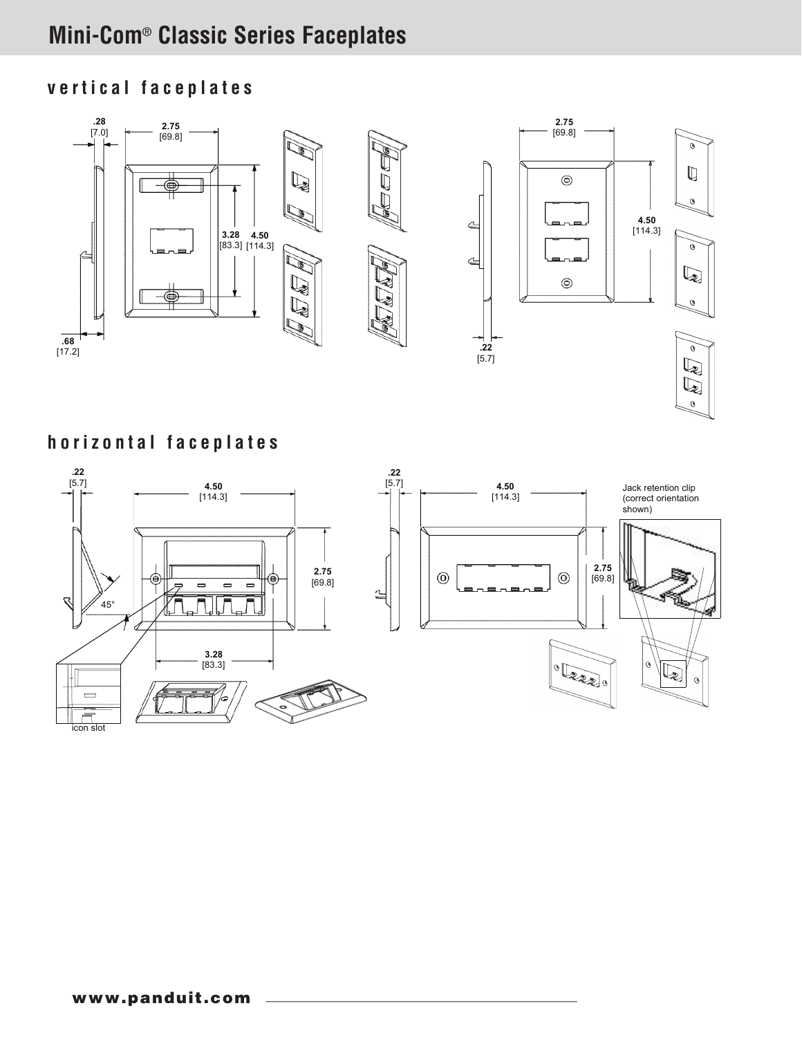# Mini-Com® Classic Series Faceplates

## vertical faceplates

.28
[7.0]

2.75
[69.8]

3.28
[83.3]

4.50
[114.3]

.68
[17.2]

2.75
[69.8]

4.50
[114.3]

.22
[5.7]

## horizontal faceplates

.22
[5.7]

4.50
[114.3]

2.75
[69.8]

45°

3.28
[83.3]

icon slot

.22
[5.7]

4.50
[114.3]

2.75
[69.8]

Jack retention clip (correct orientation shown)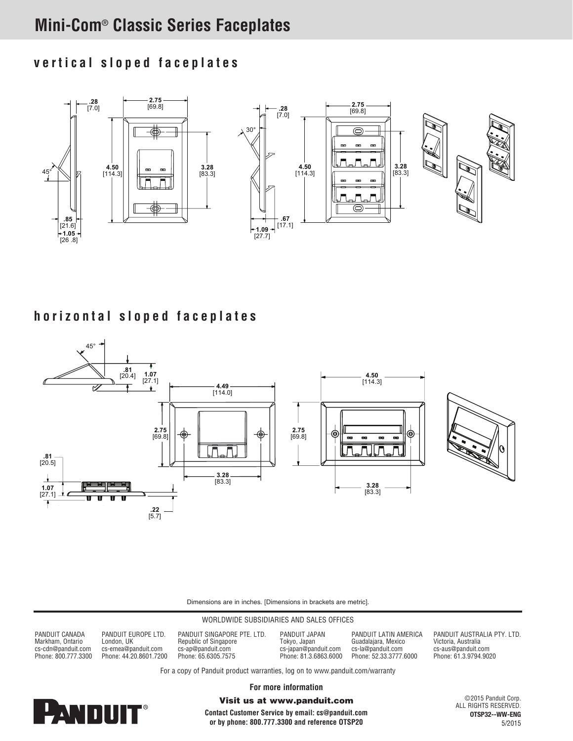# Mini-Com® Classic Series Faceplates

## vertical sloped faceplates

.28
[7.0]

2.75
[69.8]

45°

4.50
[114.3]

3.28
[83.3]

.85
[21.6]

1.05
[26 .8]

.28
[7.0]

30°

2.75
[69.8]

4.50
[114.3]

3.28
[83.3]

.67
[17.1]

1.09
[27.7]

## horizontal sloped faceplates

45°

.81
[20.4]

1.07
[27.1]

4.49
[114.0]

2.75
[69.8]

3.28
[83.3]

.81
[20.5]

1.07
[27.1]

.22
[5.7]

4.50
[114.3]

2.75
[69.8]

3.28
[83.3]

Dimensions are in inches. [Dimensions in brackets are metric].

WORLDWIDE SUBSIDIARIES AND SALES OFFICES

PANDUIT CANADA
Markham, Ontario
cs-cdn@panduit.com
Phone: 800.777.3300

PANDUIT EUROPE LTD.
London, UK
cs-emea@panduit.com
Phone: 44.20.8601.7200

PANDUIT SINGAPORE PTE. LTD.
Republic of Singapore
cs-ap@panduit.com
Phone: 65.6305.7575

PANDUIT JAPAN
Tokyo, Japan
cs-japan@panduit.com
Phone: 81.3.6863.6000

PANDUIT LATIN AMERICA
Guadalajara, Mexico
cs-la@panduit.com
Phone: 52.33.3777.6000

PANDUIT AUSTRALIA PTY. LTD.
Victoria, Australia
cs-aus@panduit.com
Phone: 61.3.9794.9020

For a copy of Panduit product warranties, log on to www.panduit.com/warranty

**For more information**

**Visit us at www.panduit.com**

**Contact Customer Service by email: cs@panduit.com**
**or by phone: 800.777.3300 and reference OTSP20**

PANDUIT®

©2015 Panduit Corp.
ALL RIGHTS RESERVED.
**OTSP32--WW-ENG**
5/2015